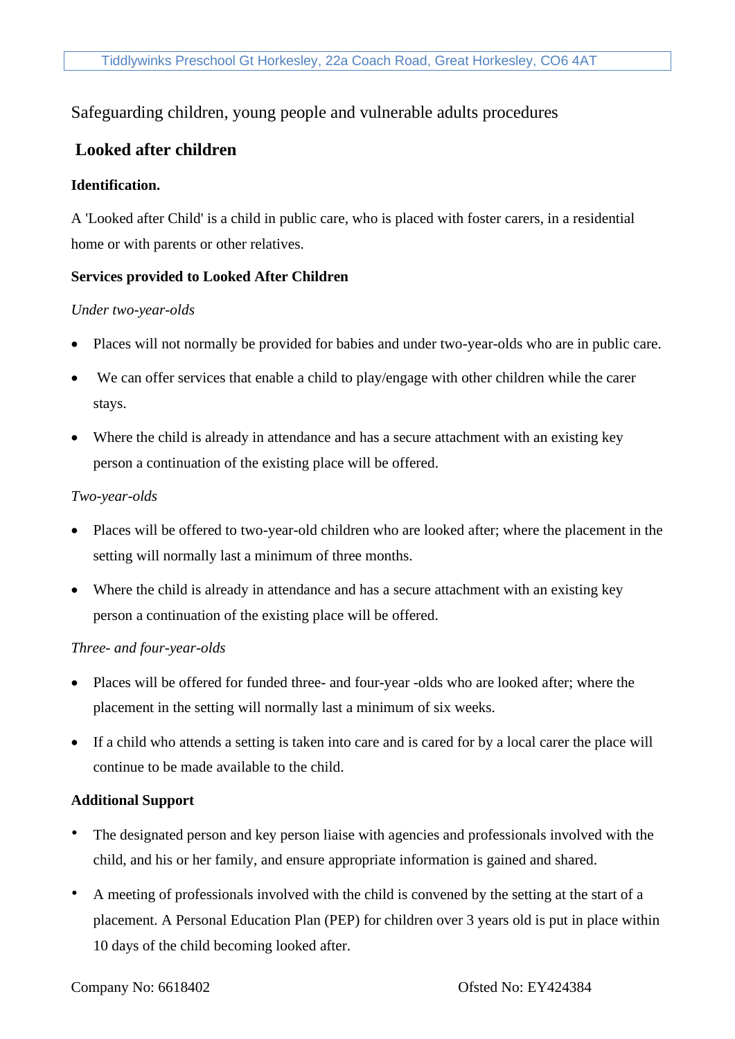Safeguarding children, young people and vulnerable adults procedures

## Looked after children

### Identification.

A 'Looked after Child' is a child in public care, who is placed with foster carers, in a residential home or with parents or other relatives.

### Services provided to Looked After Children

*Under two-year-olds*

- Places will not normally be provided for babies and under two-year-olds who are in public care.
- We can offer services that enable a child to play/engage with other children while the carer stays.
- Where the child is already in attendance and has a secure attachment with an existing key person a continuation of the existing place will be offered.

*Two-year-olds*

- Places will be offered to two-year-old children who are looked after; where the placement in the setting will normally last a minimum of three months.
- Where the child is already in attendance and has a secure attachment with an existing key person a continuation of the existing place will be offered.

*Three- and four-year-olds*

- Places will be offered for funded three- and four-year -olds who are looked after; where the placement in the setting will normally last a minimum of six weeks.
- If a child who attends a setting is taken into care and is cared for by a local carer the place will continue to be made available to the child.

### Additional Support

- The designated person and key person liaise with agencies and professionals involved with the child, and his or her family, and ensure appropriate information is gained and shared.
- A meeting of professionals involved with the child is convened by the setting at the start of a placement. A Personal Education Plan (PEP) for children over 3 years old is put in place within 10 days of the child becoming looked after.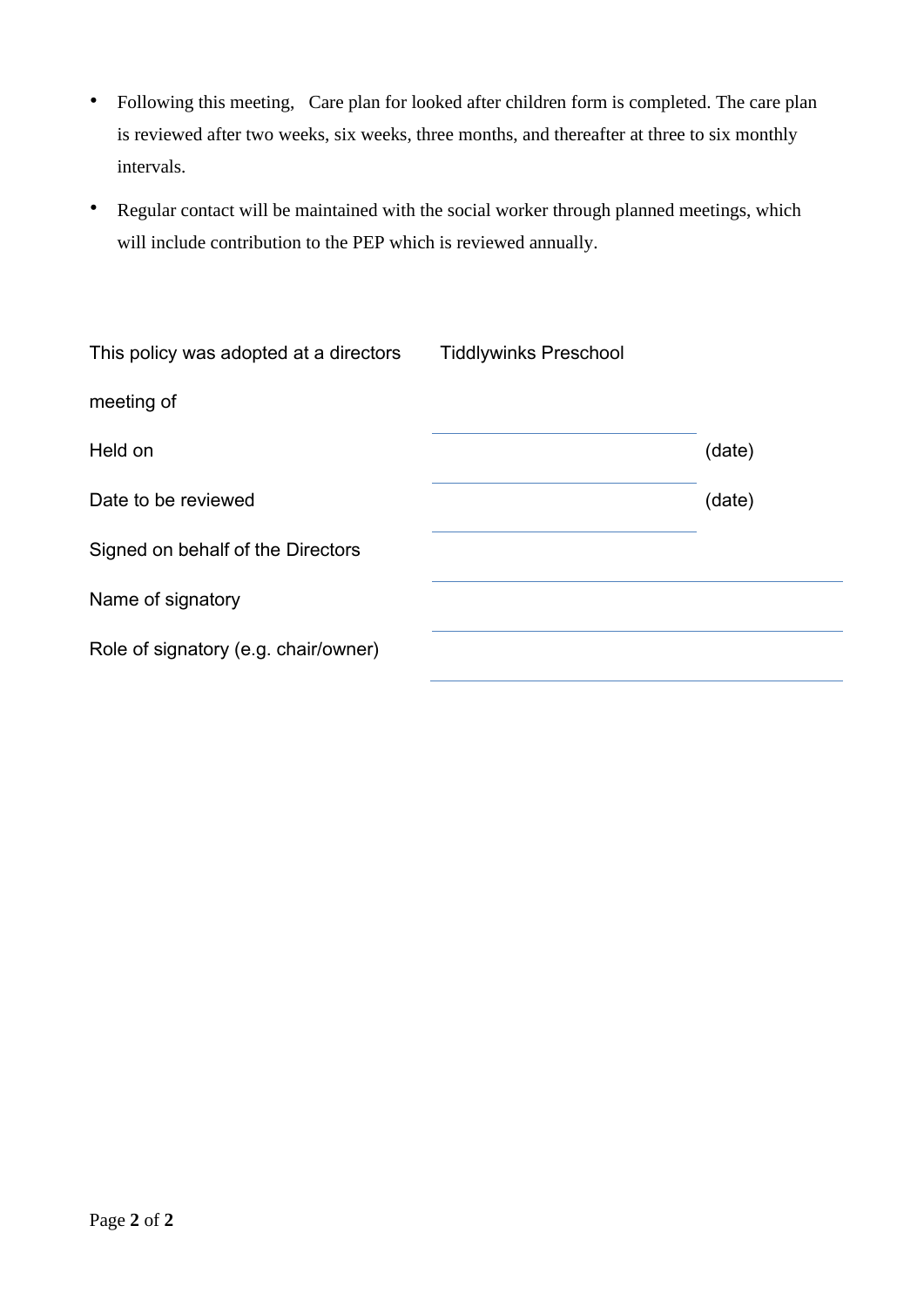- Following this meeting,   Care plan for looked after children form is completed. The care plan is reviewed after two weeks, six weeks, three months, and thereafter at three to six monthly intervals.
- Regular contact will be maintained with the social worker through planned meetings, which will include contribution to the PEP which is reviewed annually.

| | | |
|---|---|---|
| This policy was adopted at a directors meeting of | Tiddlywinks Preschool | |
| Held on | | (date) |
| Date to be reviewed | | (date) |
| Signed on behalf of the Directors | | |
| Name of signatory | | |
| Role of signatory (e.g. chair/owner) | | |